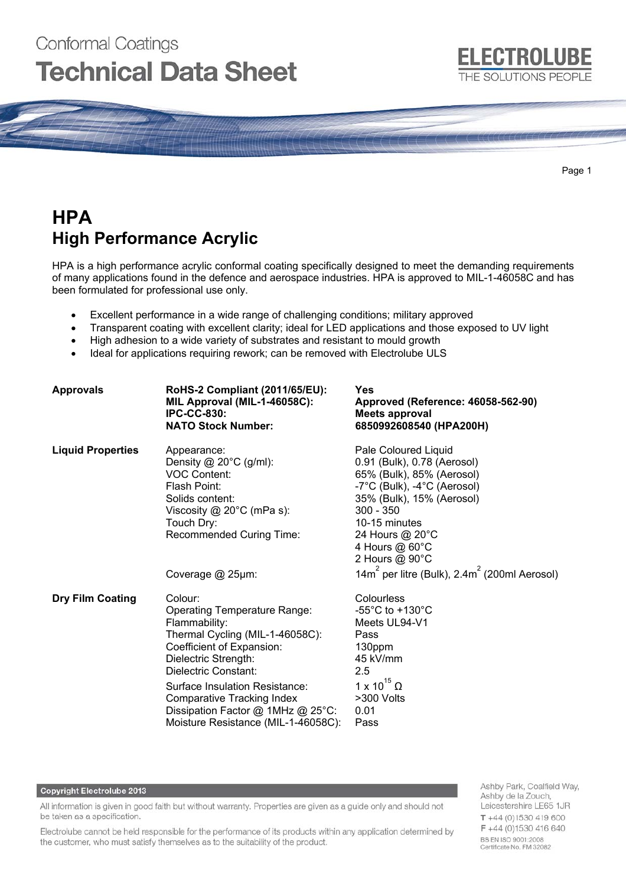Conformal Coatings

# Technical Data Sheet

ELECTROLUBE
THE SOLUTIONS PEOPLE

# HPA
## High Performance Acrylic

HPA is a high performance acrylic conformal coating specifically designed to meet the demanding requirements of many applications found in the defence and aerospace industries. HPA is approved to MIL-1-46058C and has been formulated for professional use only.

- Excellent performance in a wide range of challenging conditions; military approved
- Transparent coating with excellent clarity; ideal for LED applications and those exposed to UV light
- High adhesion to a wide variety of substrates and resistant to mould growth
- Ideal for applications requiring rework; can be removed with Electrolube ULS

| | | |
|---|---|---|
| **Approvals** | **RoHS-2 Compliant (2011/65/EU):** | **Yes** |
| | **MIL Approval (MIL-1-46058C):** | **Approved (Reference: 46058-562-90)** |
| | **IPC-CC-830:** | **Meets approval** |
| | **NATO Stock Number:** | **6850992608540 (HPA200H)** |
| **Liquid Properties** | Appearance: | Pale Coloured Liquid |
| | Density @ 20°C (g/ml): | 0.91 (Bulk), 0.78 (Aerosol) |
| | VOC Content: | 65% (Bulk), 85% (Aerosol) |
| | Flash Point: | -7°C (Bulk), -4°C (Aerosol) |
| | Solids content: | 35% (Bulk), 15% (Aerosol) |
| | Viscosity @ 20°C (mPa s): | 300 - 350 |
| | Touch Dry: | 10-15 minutes |
| | Recommended Curing Time: | 24 Hours @ 20°C<br>4 Hours @ 60°C<br>2 Hours @ 90°C |
| | Coverage @ 25µm: | 14m$^2$ per litre (Bulk), 2.4m$^2$ (200ml Aerosol) |
| **Dry Film Coating** | Colour: | Colourless |
| | Operating Temperature Range: | -55°C to +130°C |
| | Flammability: | Meets UL94-V1 |
| | Thermal Cycling (MIL-1-46058C): | Pass |
| | Coefficient of Expansion: | 130ppm |
| | Dielectric Strength: | 45 kV/mm |
| | Dielectric Constant: | 2.5 |
| | Surface Insulation Resistance: | $1 \times 10^{15}$ Ω |
| | Comparative Tracking Index | >300 Volts |
| | Dissipation Factor @ 1MHz @ 25°C: | 0.01 |
| | Moisture Resistance (MIL-1-46058C): | Pass |

**Copyright Electrolube 2013**

All information is given in good faith but without warranty. Properties are given as a guide only and should not be taken as a specification.

Electrolube cannot be held responsible for the performance of its products within any application determined by the customer, who must satisfy themselves as to the suitability of the product.

Ashby Park, Coalfield Way, Ashby de la Zouch, Leicestershire LE65 1JR
T +44 (0)1530 419 600
F +44 (0)1530 416 640
BS EN ISO 9001:2008
Certificate No. FM 32082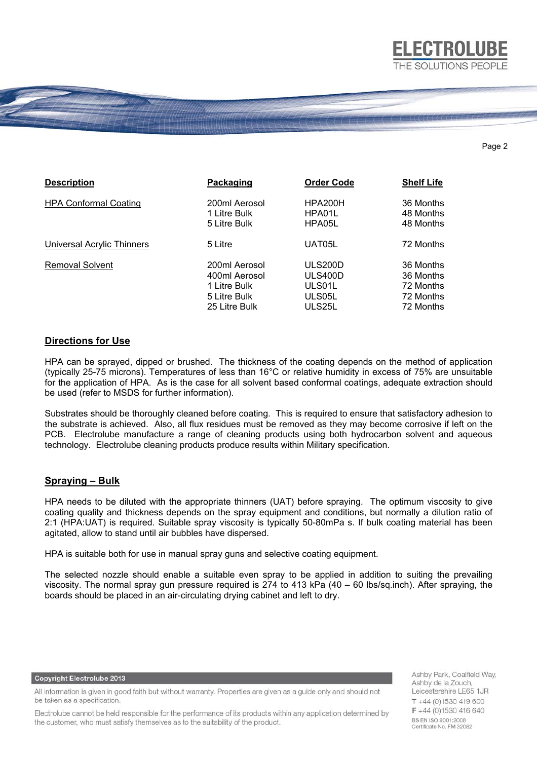| Description | Packaging | Order Code | Shelf Life |
|---|---|---|---|
| HPA Conformal Coating | 200ml Aerosol | HPA200H | 36 Months |
| | 1 Litre Bulk | HPA01L | 48 Months |
| | 5 Litre Bulk | HPA05L | 48 Months |
| Universal Acrylic Thinners | 5 Litre | UAT05L | 72 Months |
| Removal Solvent | 200ml Aerosol | ULS200D | 36 Months |
| | 400ml Aerosol | ULS400D | 36 Months |
| | 1 Litre Bulk | ULS01L | 72 Months |
| | 5 Litre Bulk | ULS05L | 72 Months |
| | 25 Litre Bulk | ULS25L | 72 Months |

## Directions for Use

HPA can be sprayed, dipped or brushed. The thickness of the coating depends on the method of application (typically 25-75 microns). Temperatures of less than 16°C or relative humidity in excess of 75% are unsuitable for the application of HPA. As is the case for all solvent based conformal coatings, adequate extraction should be used (refer to MSDS for further information).

Substrates should be thoroughly cleaned before coating. This is required to ensure that satisfactory adhesion to the substrate is achieved. Also, all flux residues must be removed as they may become corrosive if left on the PCB. Electrolube manufacture a range of cleaning products using both hydrocarbon solvent and aqueous technology. Electrolube cleaning products produce results within Military specification.

## Spraying – Bulk

HPA needs to be diluted with the appropriate thinners (UAT) before spraying. The optimum viscosity to give coating quality and thickness depends on the spray equipment and conditions, but normally a dilution ratio of 2:1 (HPA:UAT) is required. Suitable spray viscosity is typically 50-80mPa s. If bulk coating material has been agitated, allow to stand until air bubbles have dispersed.

HPA is suitable both for use in manual spray guns and selective coating equipment.

The selected nozzle should enable a suitable even spray to be applied in addition to suiting the prevailing viscosity. The normal spray gun pressure required is 274 to 413 kPa (40 – 60 lbs/sq.inch). After spraying, the boards should be placed in an air-circulating drying cabinet and left to dry.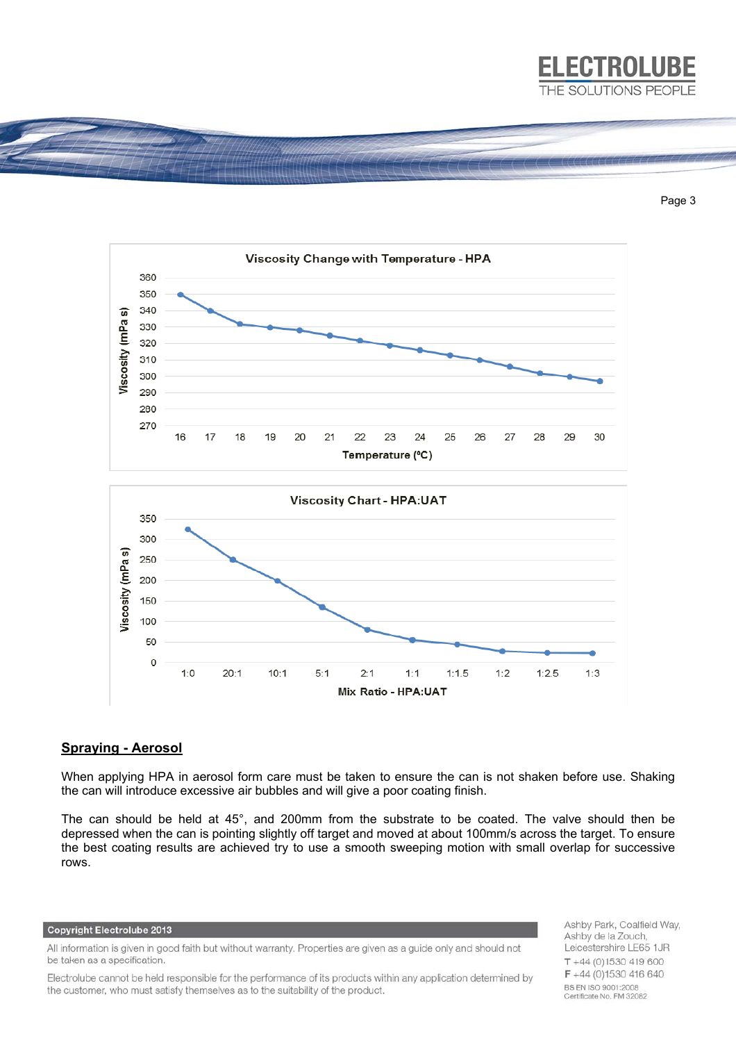Viscosity Change with Temperature - HPA

Viscosity (mPa s)

360
350
340
330
320
310
300
290
280
270

16 17 18 19 20 21 22 23 24 25 26 27 28 29 30

Temperature (ºC)

Viscosity Chart - HPA:UAT

Viscosity (mPa s)

350
300
250
200
150
100
50
0

1:0 20:1 10:1 5:1 2:1 1:1 1:1.5 1:2 1:2.5 1:3

Mix Ratio - HPA:UAT

## Spraying - Aerosol

When applying HPA in aerosol form care must be taken to ensure the can is not shaken before use. Shaking the can will introduce excessive air bubbles and will give a poor coating finish.

The can should be held at 45°, and 200mm from the substrate to be coated. The valve should then be depressed when the can is pointing slightly off target and moved at about 100mm/s across the target. To ensure the best coating results are achieved try to use a smooth sweeping motion with small overlap for successive rows.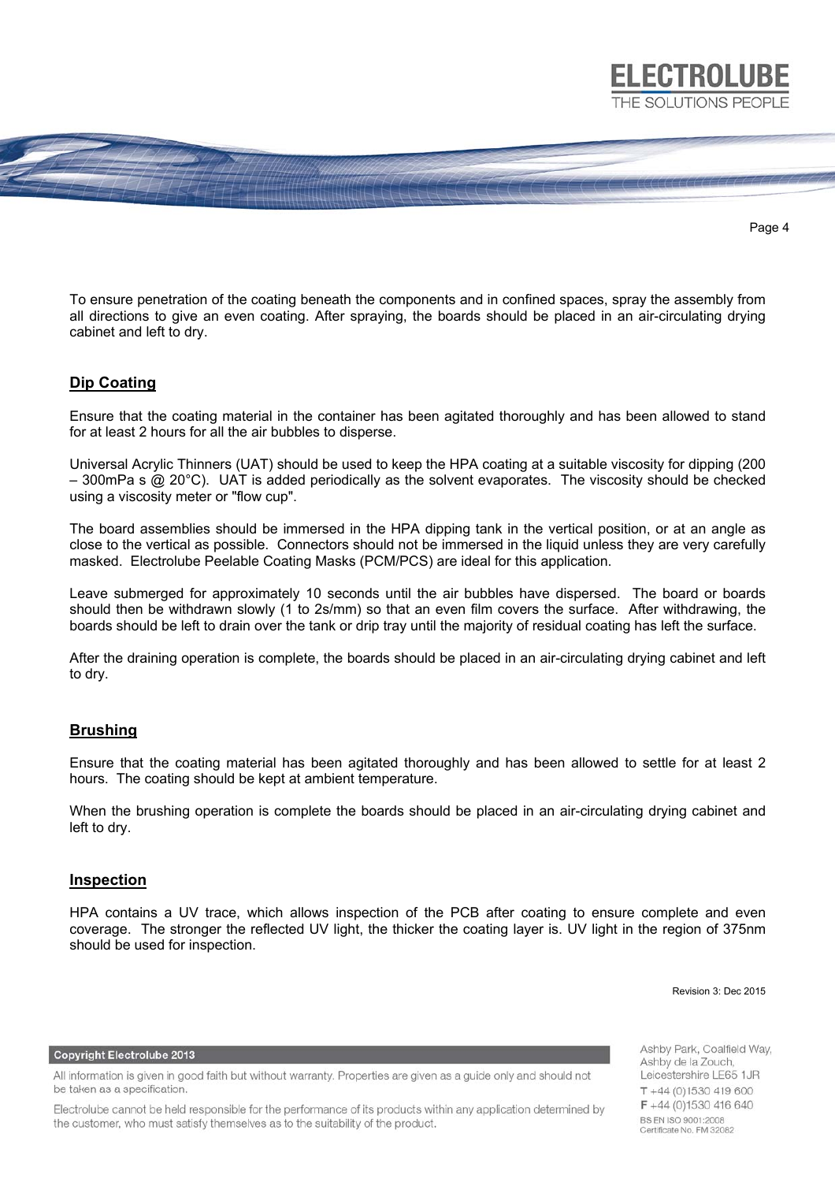To ensure penetration of the coating beneath the components and in confined spaces, spray the assembly from all directions to give an even coating. After spraying, the boards should be placed in an air-circulating drying cabinet and left to dry.

## Dip Coating

Ensure that the coating material in the container has been agitated thoroughly and has been allowed to stand for at least 2 hours for all the air bubbles to disperse.

Universal Acrylic Thinners (UAT) should be used to keep the HPA coating at a suitable viscosity for dipping (200 – 300mPa s @ 20°C). UAT is added periodically as the solvent evaporates. The viscosity should be checked using a viscosity meter or "flow cup".

The board assemblies should be immersed in the HPA dipping tank in the vertical position, or at an angle as close to the vertical as possible. Connectors should not be immersed in the liquid unless they are very carefully masked. Electrolube Peelable Coating Masks (PCM/PCS) are ideal for this application.

Leave submerged for approximately 10 seconds until the air bubbles have dispersed. The board or boards should then be withdrawn slowly (1 to 2s/mm) so that an even film covers the surface. After withdrawing, the boards should be left to drain over the tank or drip tray until the majority of residual coating has left the surface.

After the draining operation is complete, the boards should be placed in an air-circulating drying cabinet and left to dry.

## Brushing

Ensure that the coating material has been agitated thoroughly and has been allowed to settle for at least 2 hours. The coating should be kept at ambient temperature.

When the brushing operation is complete the boards should be placed in an air-circulating drying cabinet and left to dry.

## Inspection

HPA contains a UV trace, which allows inspection of the PCB after coating to ensure complete and even coverage. The stronger the reflected UV light, the thicker the coating layer is. UV light in the region of 375nm should be used for inspection.

Revision 3: Dec 2015